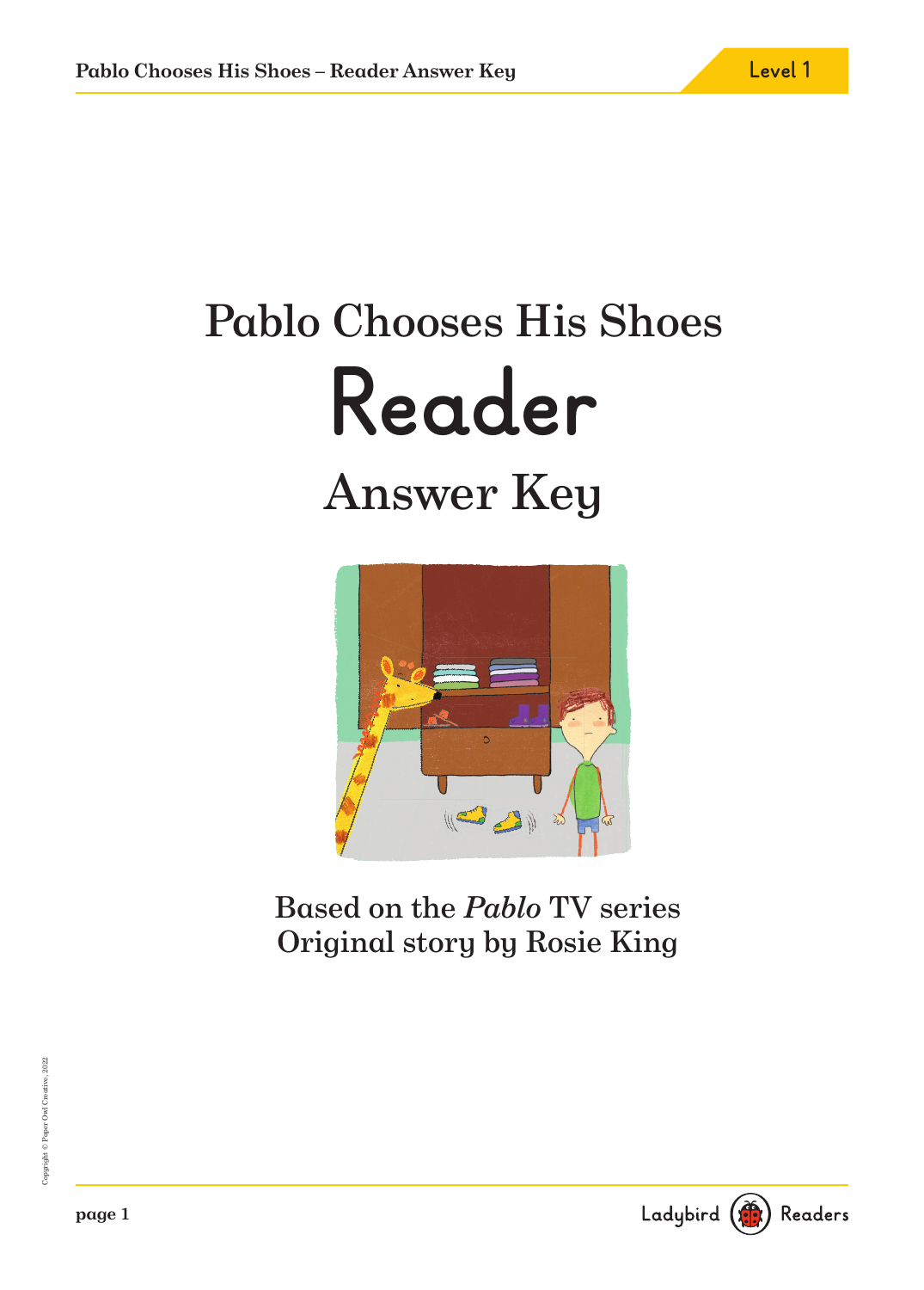# Pablo Chooses His Shoes

# Reader

## Answer Key

Based on the *Pablo* TV series
Original story by Rosie King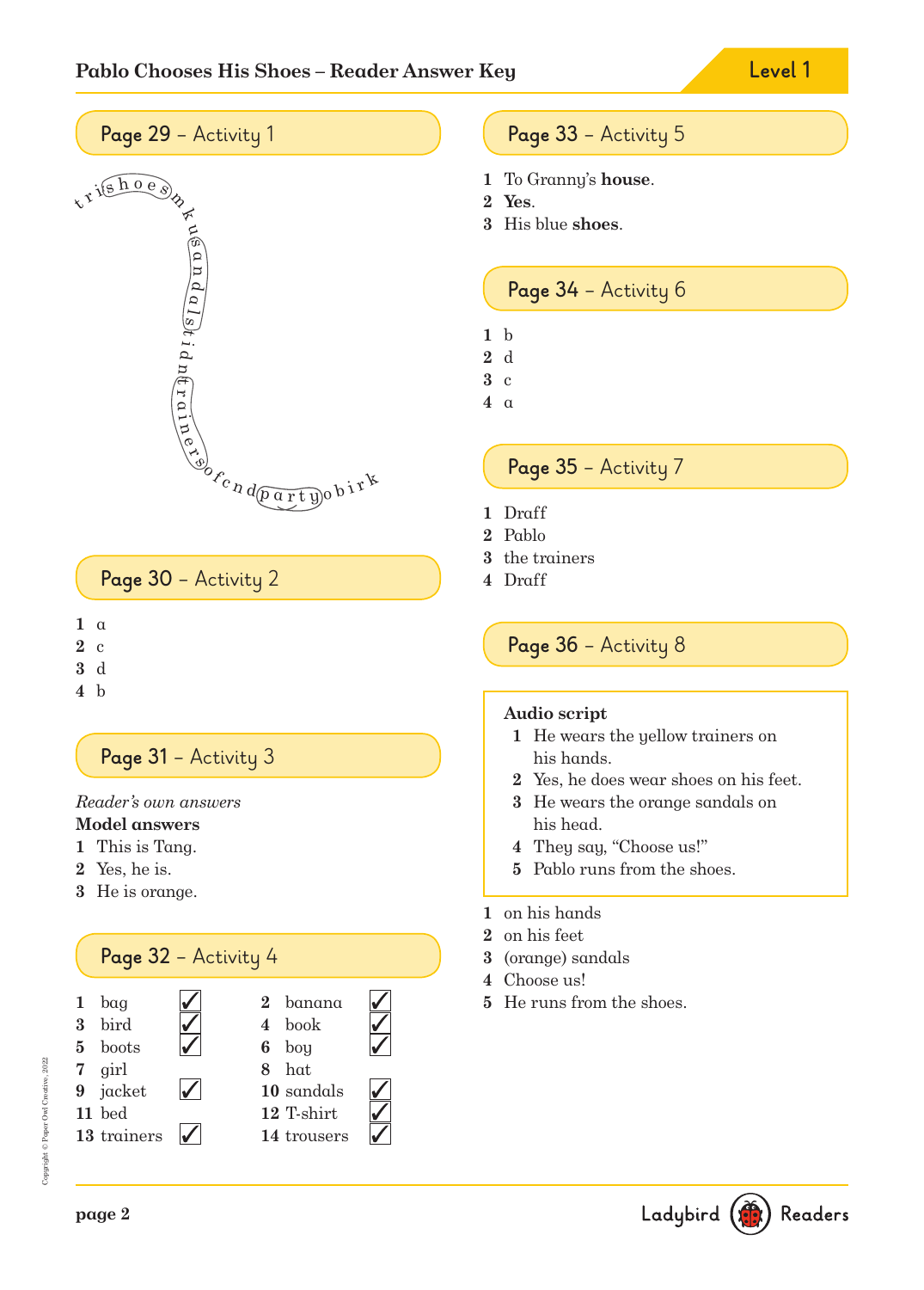# Pablo Chooses His Shoes – Reader Answer Key

Level 1

## Page 29 – Activity 1

t r i (s h o e s) m k u (s a n d a l s) t i d n (t r a i n e r s) o f c n d (p a r t y) o b i r k

## Page 30 – Activity 2

1 a
2 c
3 d
4 b

## Page 31 – Activity 3

*Reader's own answers*

**Model answers**

1 This is Tang.
2 Yes, he is.
3 He is orange.

## Page 32 – Activity 4

| | | | |
|---|---|---|---|
| 1 bag | ✓ | 2 banana | ✓ |
| 3 bird | ✓ | 4 book | ✓ |
| 5 boots | ✓ | 6 boy | ✓ |
| 7 girl | | 8 hat | |
| 9 jacket | ✓ | 10 sandals | ✓ |
| 11 bed | | 12 T-shirt | ✓ |
| 13 trainers | ✓ | 14 trousers | ✓ |

## Page 33 – Activity 5

1 To Granny's **house**.
2 **Yes**.
3 His blue **shoes**.

## Page 34 – Activity 6

1 b
2 d
3 c
4 a

## Page 35 – Activity 7

1 Draff
2 Pablo
3 the trainers
4 Draff

## Page 36 – Activity 8

**Audio script**

1 He wears the yellow trainers on his hands.
2 Yes, he does wear shoes on his feet.
3 He wears the orange sandals on his head.
4 They say, "Choose us!"
5 Pablo runs from the shoes.

1 on his hands
2 on his feet
3 (orange) sandals
4 Choose us!
5 He runs from the shoes.

Copyright © Paper Owl Creative, 2022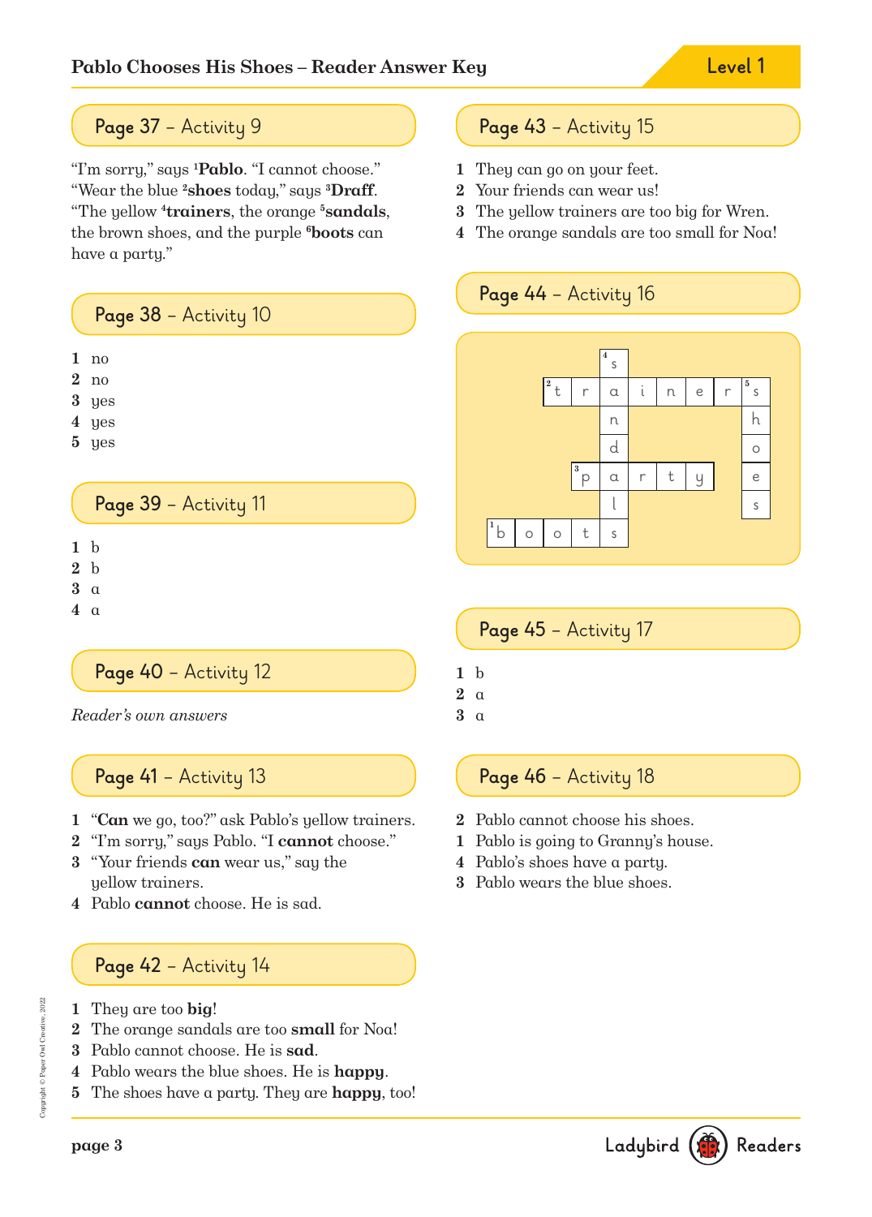## Page 37 – Activity 9

"I'm sorry," says [1]**Pablo**. "I cannot choose."
"Wear the blue [2]**shoes** today," says [3]**Draff**.
"The yellow [4]**trainers**, the orange [5]**sandals**, the brown shoes, and the purple [6]**boots** can have a party."

## Page 38 – Activity 10

1 no
2 no
3 yes
4 yes
5 yes

## Page 39 – Activity 11

1 b
2 b
3 a
4 a

## Page 40 – Activity 12

*Reader's own answers*

## Page 41 – Activity 13

1 "**Can** we go, too?" ask Pablo's yellow trainers.
2 "I'm sorry," says Pablo. "I **cannot** choose."
3 "Your friends **can** wear us," say the yellow trainers.
4 Pablo **cannot** choose. He is sad.

## Page 42 – Activity 14

1 They are too **big**!
2 The orange sandals are too **small** for Noa!
3 Pablo cannot choose. He is **sad**.
4 Pablo wears the blue shoes. He is **happy**.
5 The shoes have a party. They are **happy**, too!

## Page 43 – Activity 15

1 They can go on your feet.
2 Your friends can wear us!
3 The yellow trainers are too big for Wren.
4 The orange sandals are too small for Noa!

## Page 44 – Activity 16

| | | | | | | | | | |
|---|---|---|---|---|---|---|---|---|---|
| | | | | 4 s | | | | | |
| | | 2 t | r | a | i | n | e | r | 5 s |
| | | | | n | | | | | h |
| | | | | d | | | | | o |
| | | | 3 p | a | r | t | y | | e |
| | | | | l | | | | | s |
| 1 b | o | o | t | s | | | | | |

## Page 45 – Activity 17

1 b
2 a
3 a

## Page 46 – Activity 18

2 Pablo cannot choose his shoes.
1 Pablo is going to Granny's house.
4 Pablo's shoes have a party.
3 Pablo wears the blue shoes.